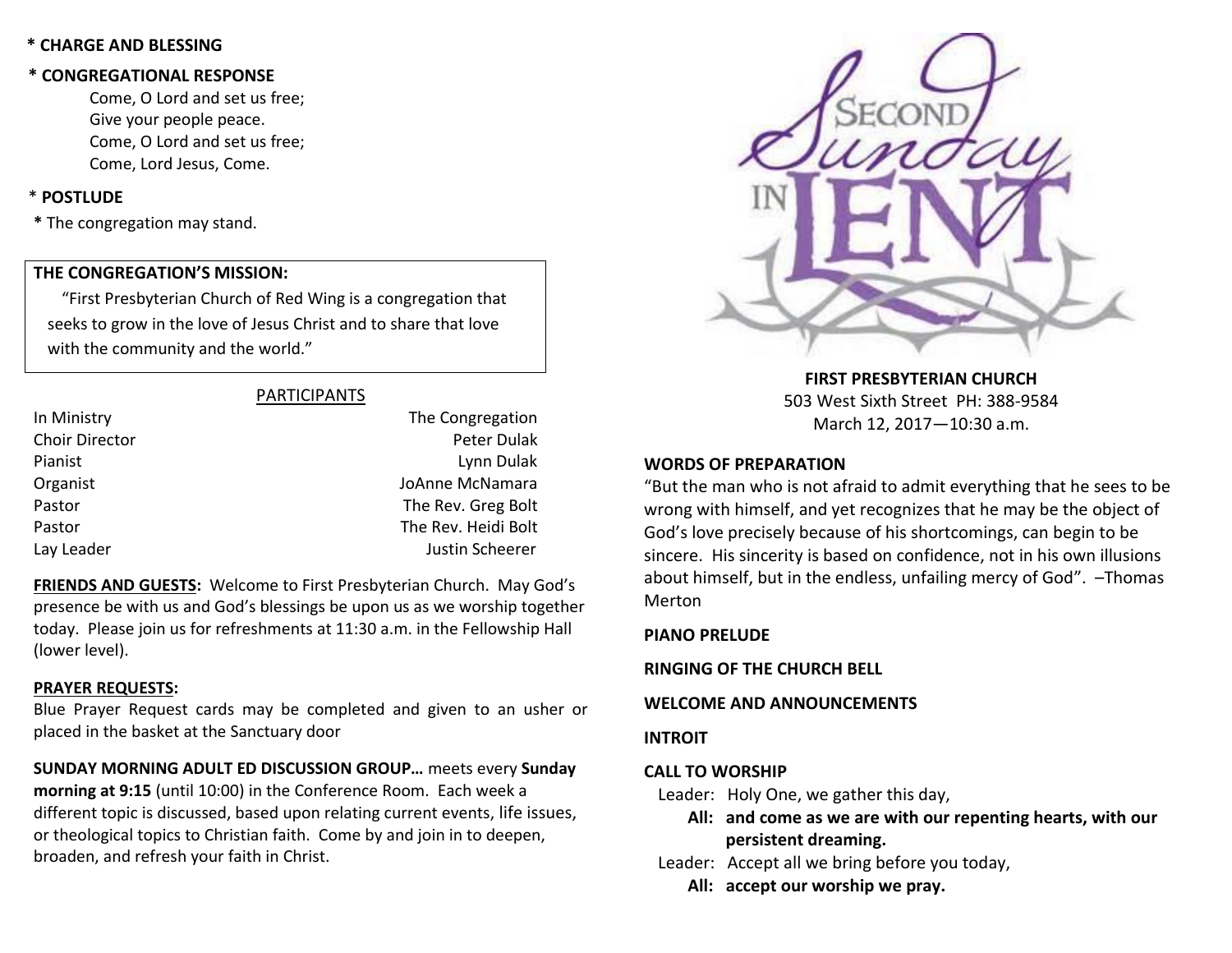**\* CHARGE AND BLESSING**

**\* CONGREGATIONAL RESPONSE**

Come, O Lord and set us free;
Give your people peace.
Come, O Lord and set us free;
Come, Lord Jesus, Come.

\* **POSTLUDE**

**\*** The congregation may stand.

**THE CONGREGATION'S MISSION:**

"First Presbyterian Church of Red Wing is a congregation that seeks to grow in the love of Jesus Christ and to share that love with the community and the world."

## PARTICIPANTS

| | |
|---|---|
| In Ministry | The Congregation |
| Choir Director | Peter Dulak |
| Pianist | Lynn Dulak |
| Organist | JoAnne McNamara |
| Pastor | The Rev. Greg Bolt |
| Pastor | The Rev. Heidi Bolt |
| Lay Leader | Justin Scheerer |

**FRIENDS AND GUESTS:** Welcome to First Presbyterian Church. May God's presence be with us and God's blessings be upon us as we worship together today. Please join us for refreshments at 11:30 a.m. in the Fellowship Hall (lower level).

**PRAYER REQUESTS:**

Blue Prayer Request cards may be completed and given to an usher or placed in the basket at the Sanctuary door

**SUNDAY MORNING ADULT ED DISCUSSION GROUP…** meets every **Sunday morning at 9:15** (until 10:00) in the Conference Room. Each week a different topic is discussed, based upon relating current events, life issues, or theological topics to Christian faith. Come by and join in to deepen, broaden, and refresh your faith in Christ.

# Second Sunday in Lent

**FIRST PRESBYTERIAN CHURCH**
503 West Sixth Street PH: 388-9584
March 12, 2017—10:30 a.m.

**WORDS OF PREPARATION**

"But the man who is not afraid to admit everything that he sees to be wrong with himself, and yet recognizes that he may be the object of God's love precisely because of his shortcomings, can begin to be sincere. His sincerity is based on confidence, not in his own illusions about himself, but in the endless, unfailing mercy of God". –Thomas Merton

**PIANO PRELUDE**

**RINGING OF THE CHURCH BELL**

**WELCOME AND ANNOUNCEMENTS**

**INTROIT**

**CALL TO WORSHIP**

Leader: Holy One, we gather this day,

**All: and come as we are with our repenting hearts, with our persistent dreaming.**

Leader: Accept all we bring before you today,

**All: accept our worship we pray.**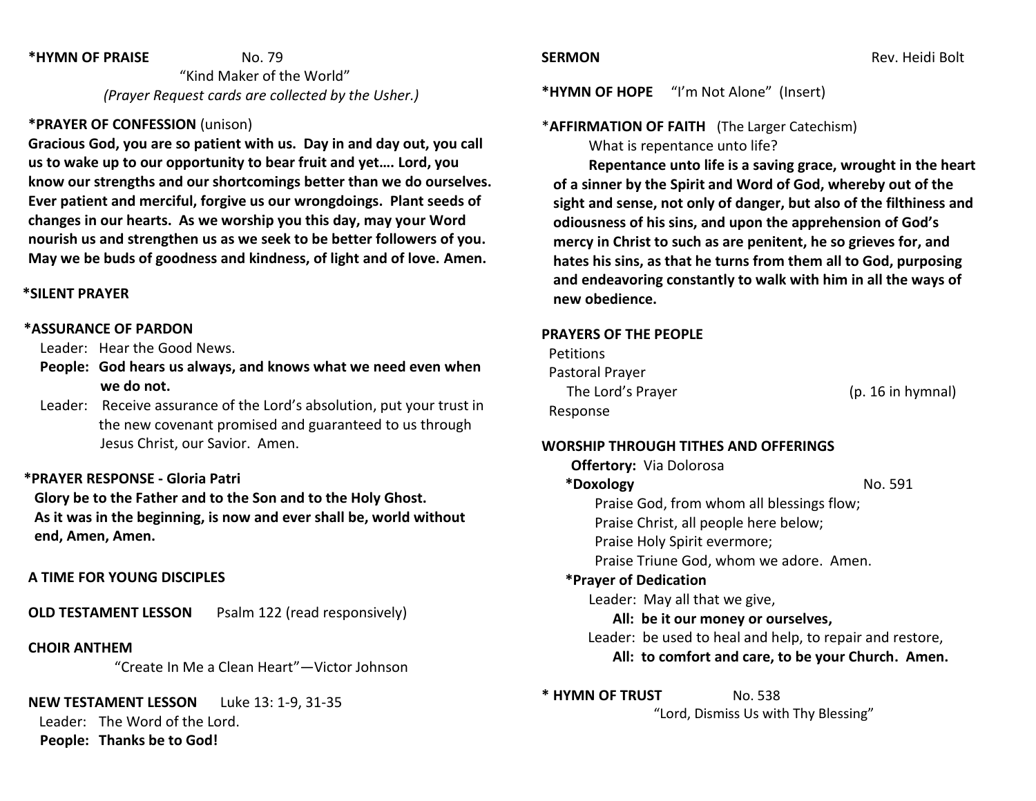**\*HYMN OF PRAISE** No. 79
"Kind Maker of the World"
*(Prayer Request cards are collected by the Usher.)*

**\*PRAYER OF CONFESSION** (unison)
**Gracious God, you are so patient with us. Day in and day out, you call us to wake up to our opportunity to bear fruit and yet…. Lord, you know our strengths and our shortcomings better than we do ourselves. Ever patient and merciful, forgive us our wrongdoings. Plant seeds of changes in our hearts. As we worship you this day, may your Word nourish us and strengthen us as we seek to be better followers of you. May we be buds of goodness and kindness, of light and of love. Amen.**

**\*SILENT PRAYER**

**\*ASSURANCE OF PARDON**
Leader: Hear the Good News.
**People: God hears us always, and knows what we need even when we do not.**
Leader: Receive assurance of the Lord's absolution, put your trust in the new covenant promised and guaranteed to us through Jesus Christ, our Savior. Amen.

**\*PRAYER RESPONSE - Gloria Patri**
**Glory be to the Father and to the Son and to the Holy Ghost. As it was in the beginning, is now and ever shall be, world without end, Amen, Amen.**

**A TIME FOR YOUNG DISCIPLES**

**OLD TESTAMENT LESSON** Psalm 122 (read responsively)

**CHOIR ANTHEM**
"Create In Me a Clean Heart"—Victor Johnson

**NEW TESTAMENT LESSON** Luke 13: 1-9, 31-35
Leader: The Word of the Lord.
**People: Thanks be to God!**

**SERMON** Rev. Heidi Bolt

**\*HYMN OF HOPE** "I'm Not Alone" (Insert)

\***AFFIRMATION OF FAITH** (The Larger Catechism)
What is repentance unto life?
**Repentance unto life is a saving grace, wrought in the heart of a sinner by the Spirit and Word of God, whereby out of the sight and sense, not only of danger, but also of the filthiness and odiousness of his sins, and upon the apprehension of God's mercy in Christ to such as are penitent, he so grieves for, and hates his sins, as that he turns from them all to God, purposing and endeavoring constantly to walk with him in all the ways of new obedience.**

**PRAYERS OF THE PEOPLE**
Petitions
Pastoral Prayer
The Lord's Prayer (p. 16 in hymnal)
Response

**WORSHIP THROUGH TITHES AND OFFERINGS**
**Offertory:** Via Dolorosa
**\*Doxology** No. 591
Praise God, from whom all blessings flow;
Praise Christ, all people here below;
Praise Holy Spirit evermore;
Praise Triune God, whom we adore. Amen.
**\*Prayer of Dedication**
Leader: May all that we give,
**All: be it our money or ourselves,**
Leader: be used to heal and help, to repair and restore,
**All: to comfort and care, to be your Church. Amen.**

**\* HYMN OF TRUST** No. 538
"Lord, Dismiss Us with Thy Blessing"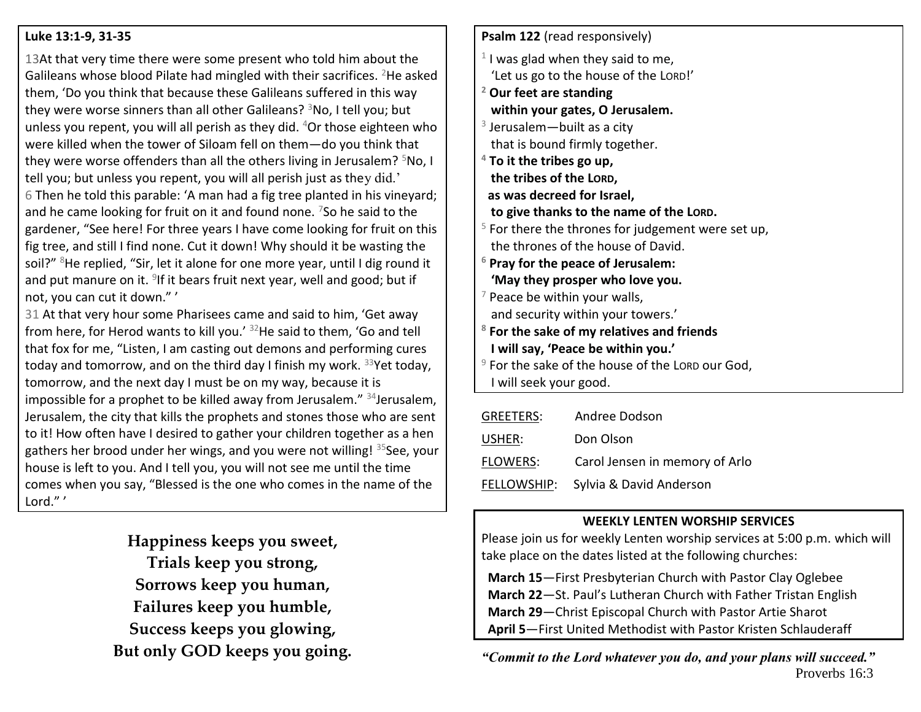**Luke 13:1-9, 31-35**

13At that very time there were some present who told him about the Galileans whose blood Pilate had mingled with their sacrifices. [2]He asked them, 'Do you think that because these Galileans suffered in this way they were worse sinners than all other Galileans? [3]No, I tell you; but unless you repent, you will all perish as they did. [4]Or those eighteen who were killed when the tower of Siloam fell on them—do you think that they were worse offenders than all the others living in Jerusalem? [5]No, I tell you; but unless you repent, you will all perish just as they did.'
6 Then he told this parable: 'A man had a fig tree planted in his vineyard; and he came looking for fruit on it and found none. [7]So he said to the gardener, "See here! For three years I have come looking for fruit on this fig tree, and still I find none. Cut it down! Why should it be wasting the soil?" [8]He replied, "Sir, let it alone for one more year, until I dig round it and put manure on it. [9]If it bears fruit next year, well and good; but if not, you can cut it down." '
31 At that very hour some Pharisees came and said to him, 'Get away from here, for Herod wants to kill you.' [32]He said to them, 'Go and tell that fox for me, "Listen, I am casting out demons and performing cures today and tomorrow, and on the third day I finish my work. [33]Yet today, tomorrow, and the next day I must be on my way, because it is impossible for a prophet to be killed away from Jerusalem." [34]Jerusalem, Jerusalem, the city that kills the prophets and stones those who are sent to it! How often have I desired to gather your children together as a hen gathers her brood under her wings, and you were not willing! [35]See, your house is left to you. And I tell you, you will not see me until the time comes when you say, "Blessed is the one who comes in the name of the Lord." '

**Happiness keeps you sweet,**
**Trials keep you strong,**
**Sorrows keep you human,**
**Failures keep you humble,**
**Success keeps you glowing,**
**But only GOD keeps you going.**

**Psalm 122** (read responsively)

[1] I was glad when they said to me,
'Let us go to the house of the LORD!'
**[2] Our feet are standing**
**within your gates, O Jerusalem.**
[3] Jerusalem—built as a city
that is bound firmly together.
**[4] To it the tribes go up,**
**the tribes of the LORD,**
**as was decreed for Israel,**
**to give thanks to the name of the LORD.**
[5] For there the thrones for judgement were set up,
the thrones of the house of David.
**[6] Pray for the peace of Jerusalem:**
**'May they prosper who love you.**
[7] Peace be within your walls,
and security within your towers.'
**[8] For the sake of my relatives and friends**
**I will say, 'Peace be within you.'**
[9] For the sake of the house of the LORD our God,
I will seek your good.

GREETERS: Andree Dodson
USHER: Don Olson
FLOWERS: Carol Jensen in memory of Arlo
FELLOWSHIP: Sylvia & David Anderson

**WEEKLY LENTEN WORSHIP SERVICES**

Please join us for weekly Lenten worship services at 5:00 p.m. which will take place on the dates listed at the following churches:

**March 15**—First Presbyterian Church with Pastor Clay Oglebee
**March 22**—St. Paul's Lutheran Church with Father Tristan English
**March 29**—Christ Episcopal Church with Pastor Artie Sharot
**April 5**—First United Methodist with Pastor Kristen Schlauderaff

***"Commit to the Lord whatever you do, and your plans will succeed."***
Proverbs 16:3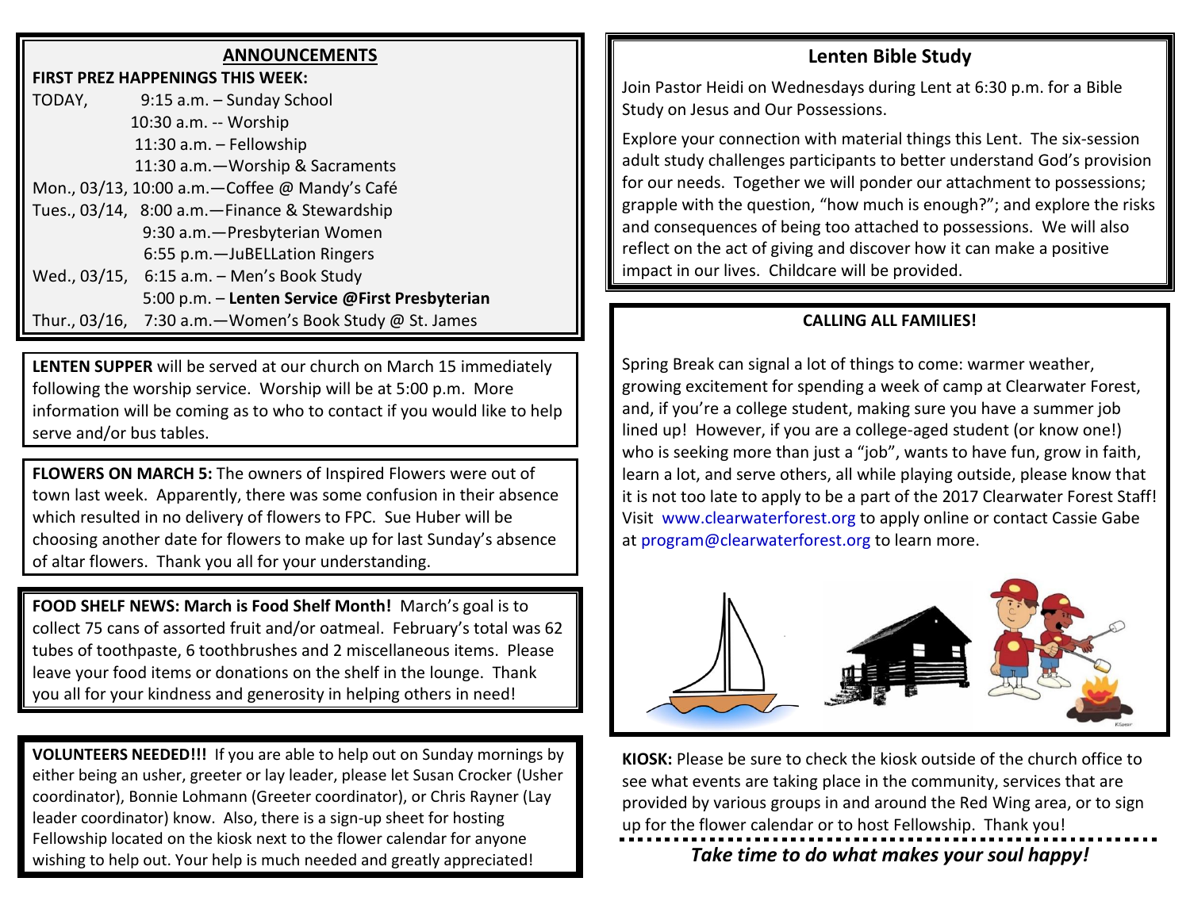## ANNOUNCEMENTS

**FIRST PREZ HAPPENINGS THIS WEEK:**

TODAY, 9:15 a.m. – Sunday School
10:30 a.m. -- Worship
11:30 a.m. – Fellowship
11:30 a.m.—Worship & Sacraments

Mon., 03/13, 10:00 a.m.—Coffee @ Mandy's Café

Tues., 03/14, 8:00 a.m.—Finance & Stewardship
9:30 a.m.—Presbyterian Women
6:55 p.m.—JuBELLation Ringers

Wed., 03/15, 6:15 a.m. – Men's Book Study
5:00 p.m. – **Lenten Service @First Presbyterian**

Thur., 03/16, 7:30 a.m.—Women's Book Study @ St. James

**LENTEN SUPPER** will be served at our church on March 15 immediately following the worship service. Worship will be at 5:00 p.m. More information will be coming as to who to contact if you would like to help serve and/or bus tables.

**FLOWERS ON MARCH 5:** The owners of Inspired Flowers were out of town last week. Apparently, there was some confusion in their absence which resulted in no delivery of flowers to FPC. Sue Huber will be choosing another date for flowers to make up for last Sunday's absence of altar flowers. Thank you all for your understanding.

**FOOD SHELF NEWS: March is Food Shelf Month!** March's goal is to collect 75 cans of assorted fruit and/or oatmeal. February's total was 62 tubes of toothpaste, 6 toothbrushes and 2 miscellaneous items. Please leave your food items or donations on the shelf in the lounge. Thank you all for your kindness and generosity in helping others in need!

**VOLUNTEERS NEEDED!!!** If you are able to help out on Sunday mornings by either being an usher, greeter or lay leader, please let Susan Crocker (Usher coordinator), Bonnie Lohmann (Greeter coordinator), or Chris Rayner (Lay leader coordinator) know. Also, there is a sign-up sheet for hosting Fellowship located on the kiosk next to the flower calendar for anyone wishing to help out. Your help is much needed and greatly appreciated!

## Lenten Bible Study

Join Pastor Heidi on Wednesdays during Lent at 6:30 p.m. for a Bible Study on Jesus and Our Possessions.

Explore your connection with material things this Lent. The six-session adult study challenges participants to better understand God's provision for our needs. Together we will ponder our attachment to possessions; grapple with the question, "how much is enough?"; and explore the risks and consequences of being too attached to possessions. We will also reflect on the act of giving and discover how it can make a positive impact in our lives. Childcare will be provided.

**CALLING ALL FAMILIES!**

Spring Break can signal a lot of things to come: warmer weather, growing excitement for spending a week of camp at Clearwater Forest, and, if you're a college student, making sure you have a summer job lined up! However, if you are a college-aged student (or know one!) who is seeking more than just a "job", wants to have fun, grow in faith, learn a lot, and serve others, all while playing outside, please know that it is not too late to apply to be a part of the 2017 Clearwater Forest Staff! Visit www.clearwaterforest.org to apply online or contact Cassie Gabe at program@clearwaterforest.org to learn more.

**KIOSK:** Please be sure to check the kiosk outside of the church office to see what events are taking place in the community, services that are provided by various groups in and around the Red Wing area, or to sign up for the flower calendar or to host Fellowship. Thank you!

***Take time to do what makes your soul happy!***